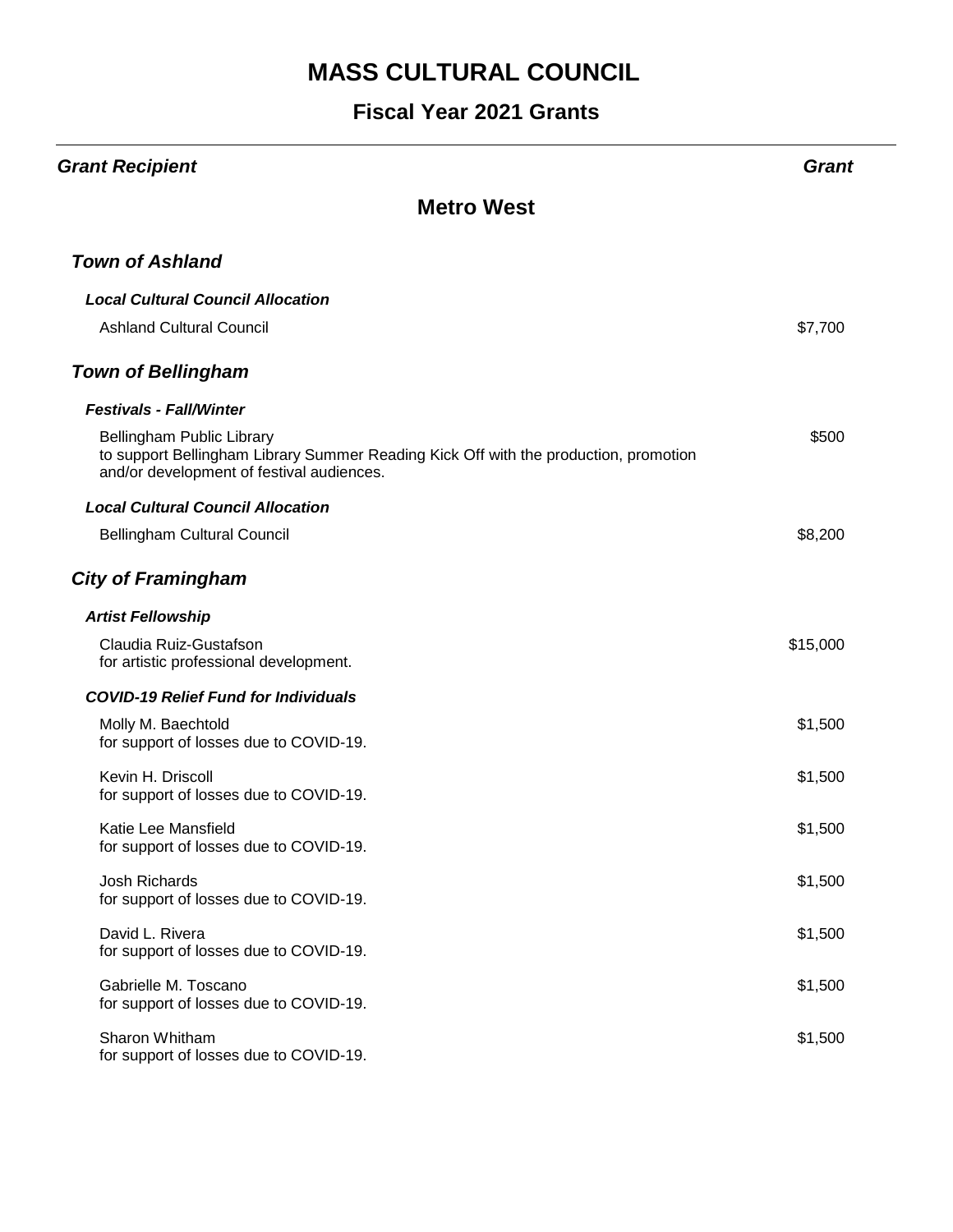# MASS CULTURAL COUNCIL

## Fiscal Year 2021 Grants

| *Grant Recipient* | *Grant* |
|---|---|

## Metro West

### *Town of Ashland*

#### *Local Cultural Council Allocation*

| | |
|---|---|
| Ashland Cultural Council | $7,700 |

### *Town of Bellingham*

#### *Festivals - Fall/Winter*

| | |
|---|---|
| Bellingham Public Library<br>to support Bellingham Library Summer Reading Kick Off with the production, promotion and/or development of festival audiences. | $500 |

#### *Local Cultural Council Allocation*

| | |
|---|---|
| Bellingham Cultural Council | $8,200 |

### *City of Framingham*

#### *Artist Fellowship*

| | |
|---|---|
| Claudia Ruiz-Gustafson<br>for artistic professional development. | $15,000 |

#### *COVID-19 Relief Fund for Individuals*

| | |
|---|---|
| Molly M. Baechtold<br>for support of losses due to COVID-19. | $1,500 |
| Kevin H. Driscoll<br>for support of losses due to COVID-19. | $1,500 |
| Katie Lee Mansfield<br>for support of losses due to COVID-19. | $1,500 |
| Josh Richards<br>for support of losses due to COVID-19. | $1,500 |
| David L. Rivera<br>for support of losses due to COVID-19. | $1,500 |
| Gabrielle M. Toscano<br>for support of losses due to COVID-19. | $1,500 |
| Sharon Whitham<br>for support of losses due to COVID-19. | $1,500 |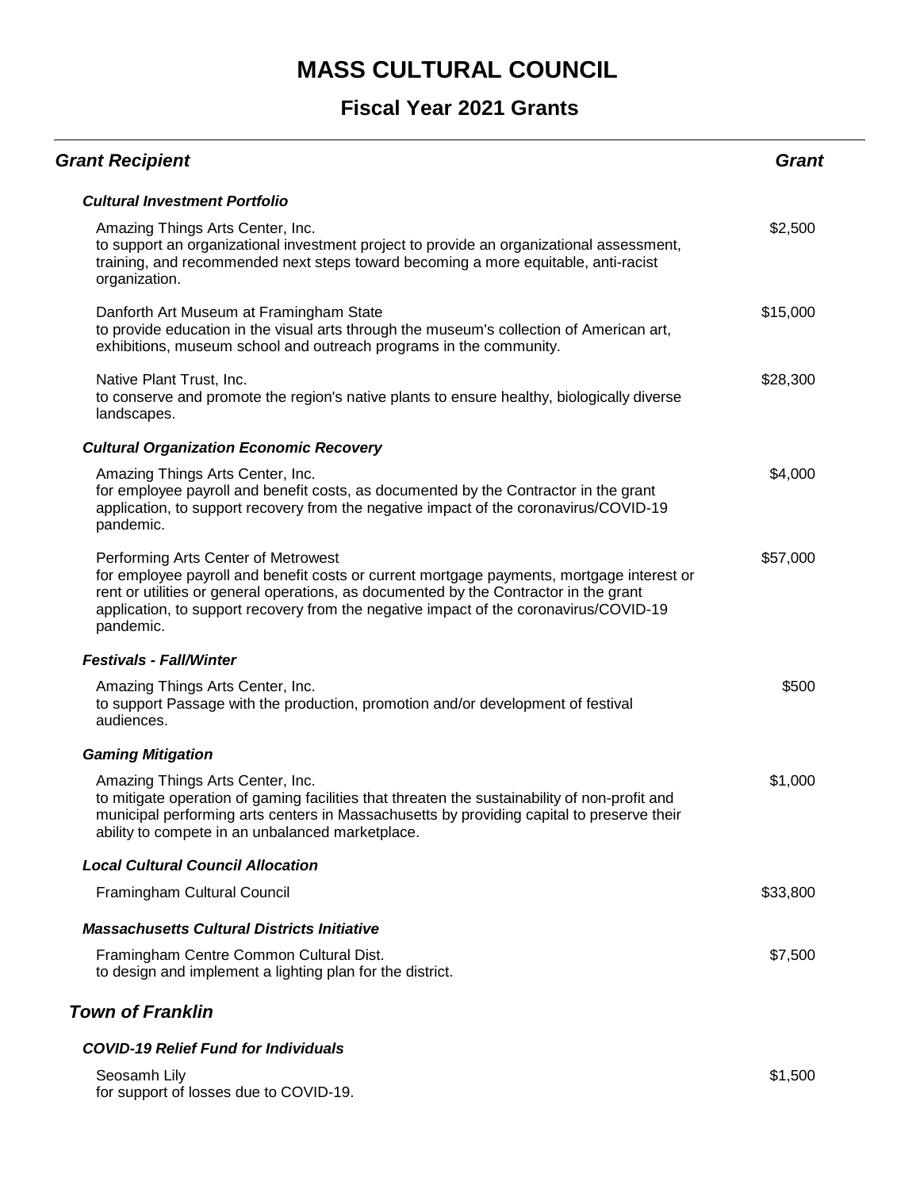# MASS CULTURAL COUNCIL

## Fiscal Year 2021 Grants

| ***Grant Recipient*** | ***Grant*** |
|---|---|
| ***Cultural Investment Portfolio*** | |
| Amazing Things Arts Center, Inc.<br>to support an organizational investment project to provide an organizational assessment, training, and recommended next steps toward becoming a more equitable, anti-racist organization. | $2,500 |
| Danforth Art Museum at Framingham State<br>to provide education in the visual arts through the museum's collection of American art, exhibitions, museum school and outreach programs in the community. | $15,000 |
| Native Plant Trust, Inc.<br>to conserve and promote the region's native plants to ensure healthy, biologically diverse landscapes. | $28,300 |
| ***Cultural Organization Economic Recovery*** | |
| Amazing Things Arts Center, Inc.<br>for employee payroll and benefit costs, as documented by the Contractor in the grant application, to support recovery from the negative impact of the coronavirus/COVID-19 pandemic. | $4,000 |
| Performing Arts Center of Metrowest<br>for employee payroll and benefit costs or current mortgage payments, mortgage interest or rent or utilities or general operations, as documented by the Contractor in the grant application, to support recovery from the negative impact of the coronavirus/COVID-19 pandemic. | $57,000 |
| ***Festivals - Fall/Winter*** | |
| Amazing Things Arts Center, Inc.<br>to support Passage with the production, promotion and/or development of festival audiences. | $500 |
| ***Gaming Mitigation*** | |
| Amazing Things Arts Center, Inc.<br>to mitigate operation of gaming facilities that threaten the sustainability of non-profit and municipal performing arts centers in Massachusetts by providing capital to preserve their ability to compete in an unbalanced marketplace. | $1,000 |
| ***Local Cultural Council Allocation*** | |
| Framingham Cultural Council | $33,800 |
| ***Massachusetts Cultural Districts Initiative*** | |
| Framingham Centre Common Cultural Dist.<br>to design and implement a lighting plan for the district. | $7,500 |

### *Town of Franklin*

| ***Grant Recipient*** | ***Grant*** |
|---|---|
| ***COVID-19 Relief Fund for Individuals*** | |
| Seosamh Lily<br>for support of losses due to COVID-19. | $1,500 |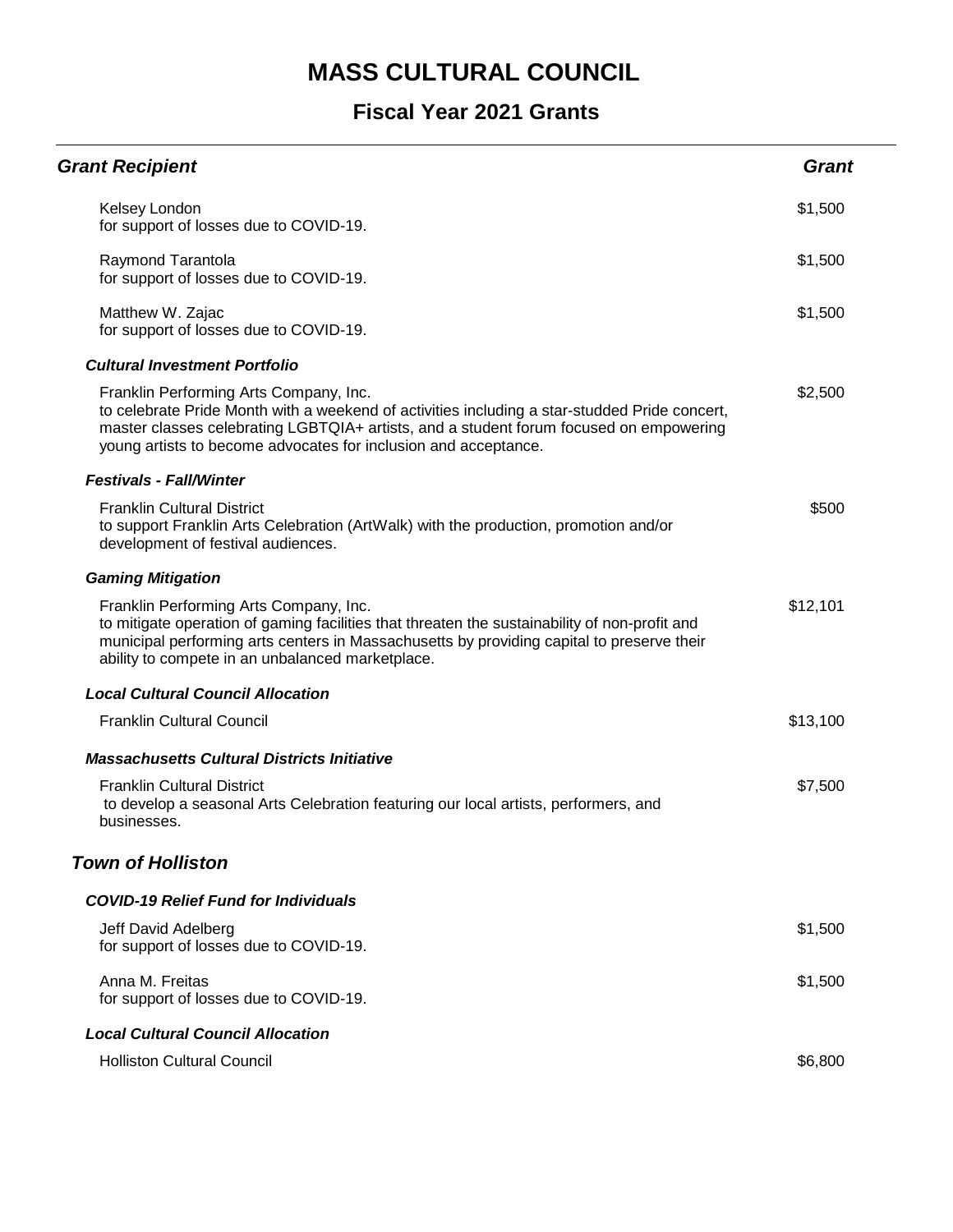# MASS CULTURAL COUNCIL

## Fiscal Year 2021 Grants

| Grant Recipient | Grant |
|---|---|
| Kelsey London<br>for support of losses due to COVID-19. | $1,500 |
| Raymond Tarantola<br>for support of losses due to COVID-19. | $1,500 |
| Matthew W. Zajac<br>for support of losses due to COVID-19. | $1,500 |
| ***Cultural Investment Portfolio*** | |
| Franklin Performing Arts Company, Inc.<br>to celebrate Pride Month with a weekend of activities including a star-studded Pride concert, master classes celebrating LGBTQIA+ artists, and a student forum focused on empowering young artists to become advocates for inclusion and acceptance. | $2,500 |
| ***Festivals - Fall/Winter*** | |
| Franklin Cultural District<br>to support Franklin Arts Celebration (ArtWalk) with the production, promotion and/or development of festival audiences. | $500 |
| ***Gaming Mitigation*** | |
| Franklin Performing Arts Company, Inc.<br>to mitigate operation of gaming facilities that threaten the sustainability of non-profit and municipal performing arts centers in Massachusetts by providing capital to preserve their ability to compete in an unbalanced marketplace. | $12,101 |
| ***Local Cultural Council Allocation*** | |
| Franklin Cultural Council | $13,100 |
| ***Massachusetts Cultural Districts Initiative*** | |
| Franklin Cultural District<br>to develop a seasonal Arts Celebration featuring our local artists, performers, and businesses. | $7,500 |

### *Town of Holliston*

| Grant Recipient | Grant |
|---|---|
| ***COVID-19 Relief Fund for Individuals*** | |
| Jeff David Adelberg<br>for support of losses due to COVID-19. | $1,500 |
| Anna M. Freitas<br>for support of losses due to COVID-19. | $1,500 |
| ***Local Cultural Council Allocation*** | |
| Holliston Cultural Council | $6,800 |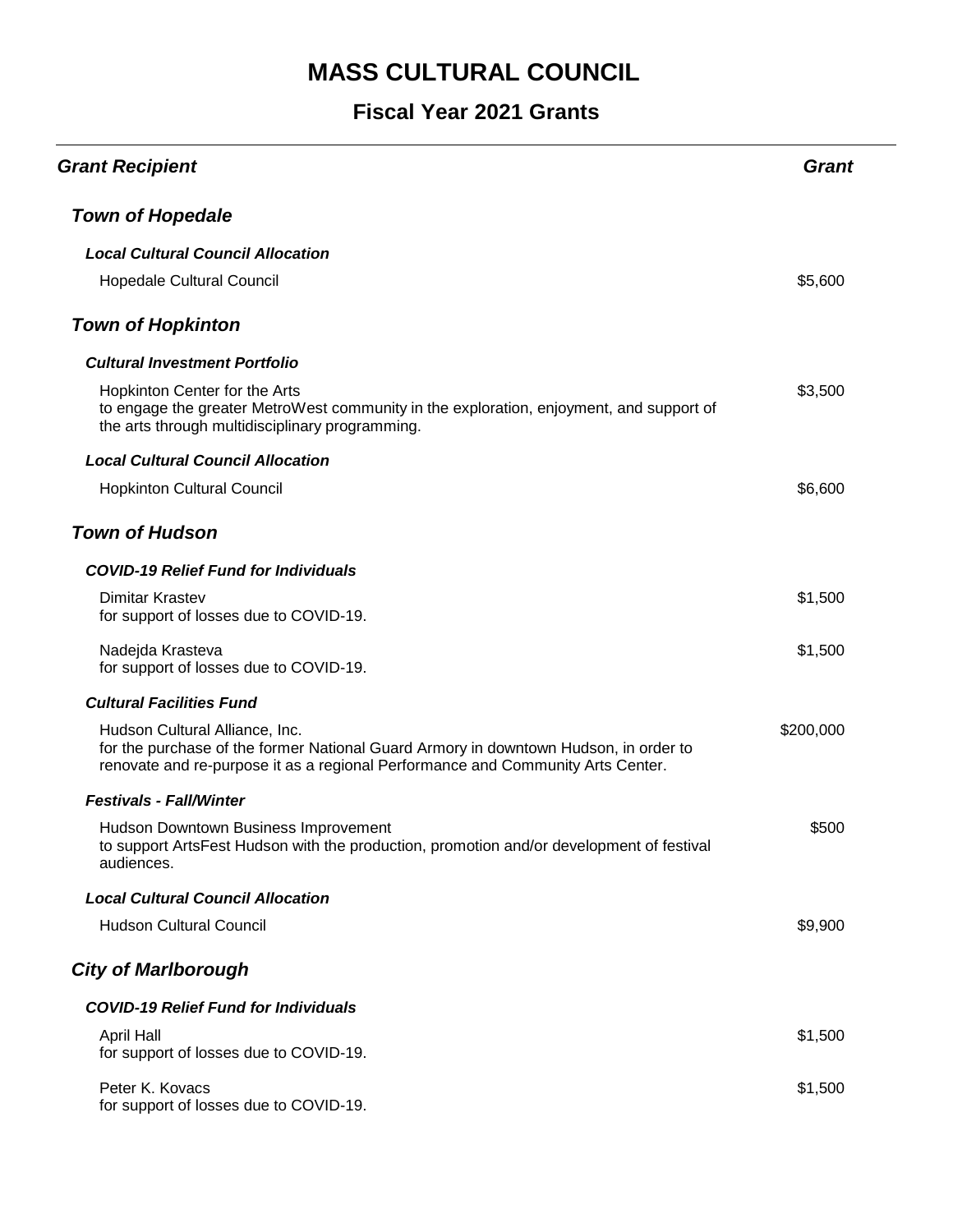# MASS CULTURAL COUNCIL

## Fiscal Year 2021 Grants

| *Grant Recipient* | *Grant* |
|---|---|
| ***Town of Hopedale*** | |
| ***Local Cultural Council Allocation*** | |
| Hopedale Cultural Council | $5,600 |
| ***Town of Hopkinton*** | |
| ***Cultural Investment Portfolio*** | |
| Hopkinton Center for the Arts<br>to engage the greater MetroWest community in the exploration, enjoyment, and support of the arts through multidisciplinary programming. | $3,500 |
| ***Local Cultural Council Allocation*** | |
| Hopkinton Cultural Council | $6,600 |
| ***Town of Hudson*** | |
| ***COVID-19 Relief Fund for Individuals*** | |
| Dimitar Krastev<br>for support of losses due to COVID-19. | $1,500 |
| Nadejda Krasteva<br>for support of losses due to COVID-19. | $1,500 |
| ***Cultural Facilities Fund*** | |
| Hudson Cultural Alliance, Inc.<br>for the purchase of the former National Guard Armory in downtown Hudson, in order to renovate and re-purpose it as a regional Performance and Community Arts Center. | $200,000 |
| ***Festivals - Fall/Winter*** | |
| Hudson Downtown Business Improvement<br>to support ArtsFest Hudson with the production, promotion and/or development of festival audiences. | $500 |
| ***Local Cultural Council Allocation*** | |
| Hudson Cultural Council | $9,900 |
| ***City of Marlborough*** | |
| ***COVID-19 Relief Fund for Individuals*** | |
| April Hall<br>for support of losses due to COVID-19. | $1,500 |
| Peter K. Kovacs<br>for support of losses due to COVID-19. | $1,500 |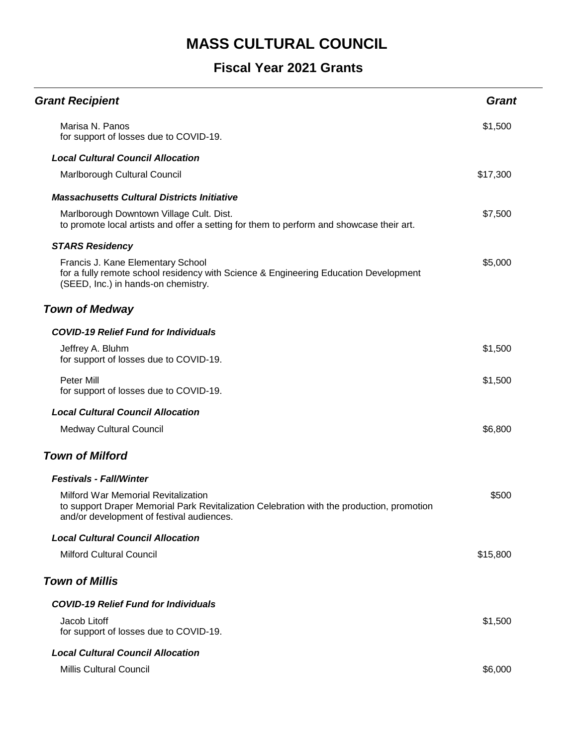# MASS CULTURAL COUNCIL

## Fiscal Year 2021 Grants

| Grant Recipient | Grant |
| --- | --- |
| Marisa N. Panos<br>for support of losses due to COVID-19. | $1,500 |
| ***Local Cultural Council Allocation*** | |
| Marlborough Cultural Council | $17,300 |
| ***Massachusetts Cultural Districts Initiative*** | |
| Marlborough Downtown Village Cult. Dist.<br>to promote local artists and offer a setting for them to perform and showcase their art. | $7,500 |
| ***STARS Residency*** | |
| Francis J. Kane Elementary School<br>for a fully remote school residency with Science & Engineering Education Development (SEED, Inc.) in hands-on chemistry. | $5,000 |

### *Town of Medway*

| Grant Recipient | Grant |
| --- | --- |
| ***COVID-19 Relief Fund for Individuals*** | |
| Jeffrey A. Bluhm<br>for support of losses due to COVID-19. | $1,500 |
| Peter Mill<br>for support of losses due to COVID-19. | $1,500 |
| ***Local Cultural Council Allocation*** | |
| Medway Cultural Council | $6,800 |

### *Town of Milford*

| Grant Recipient | Grant |
| --- | --- |
| ***Festivals - Fall/Winter*** | |
| Milford War Memorial Revitalization<br>to support Draper Memorial Park Revitalization Celebration with the production, promotion and/or development of festival audiences. | $500 |
| ***Local Cultural Council Allocation*** | |
| Milford Cultural Council | $15,800 |

### *Town of Millis*

| Grant Recipient | Grant |
| --- | --- |
| ***COVID-19 Relief Fund for Individuals*** | |
| Jacob Litoff<br>for support of losses due to COVID-19. | $1,500 |
| ***Local Cultural Council Allocation*** | |
| Millis Cultural Council | $6,000 |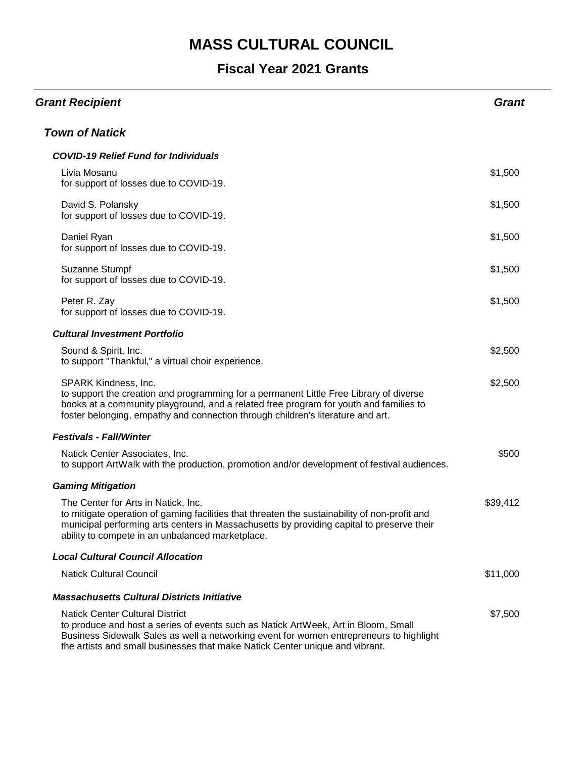# MASS CULTURAL COUNCIL

## Fiscal Year 2021 Grants

| Grant Recipient | Grant |
|---|---|
| ***Town of Natick*** | |
| ***COVID-19 Relief Fund for Individuals*** | |
| Livia Mosanu<br>for support of losses due to COVID-19. | $1,500 |
| David S. Polansky<br>for support of losses due to COVID-19. | $1,500 |
| Daniel Ryan<br>for support of losses due to COVID-19. | $1,500 |
| Suzanne Stumpf<br>for support of losses due to COVID-19. | $1,500 |
| Peter R. Zay<br>for support of losses due to COVID-19. | $1,500 |
| ***Cultural Investment Portfolio*** | |
| Sound & Spirit, Inc.<br>to support "Thankful," a virtual choir experience. | $2,500 |
| SPARK Kindness, Inc.<br>to support the creation and programming for a permanent Little Free Library of diverse books at a community playground, and a related free program for youth and families to foster belonging, empathy and connection through children's literature and art. | $2,500 |
| ***Festivals - Fall/Winter*** | |
| Natick Center Associates, Inc.<br>to support ArtWalk with the production, promotion and/or development of festival audiences. | $500 |
| ***Gaming Mitigation*** | |
| The Center for Arts in Natick, Inc.<br>to mitigate operation of gaming facilities that threaten the sustainability of non-profit and municipal performing arts centers in Massachusetts by providing capital to preserve their ability to compete in an unbalanced marketplace. | $39,412 |
| ***Local Cultural Council Allocation*** | |
| Natick Cultural Council | $11,000 |
| ***Massachusetts Cultural Districts Initiative*** | |
| Natick Center Cultural District<br>to produce and host a series of events such as Natick ArtWeek, Art in Bloom, Small Business Sidewalk Sales as well a networking event for women entrepreneurs to highlight the artists and small businesses that make Natick Center unique and vibrant. | $7,500 |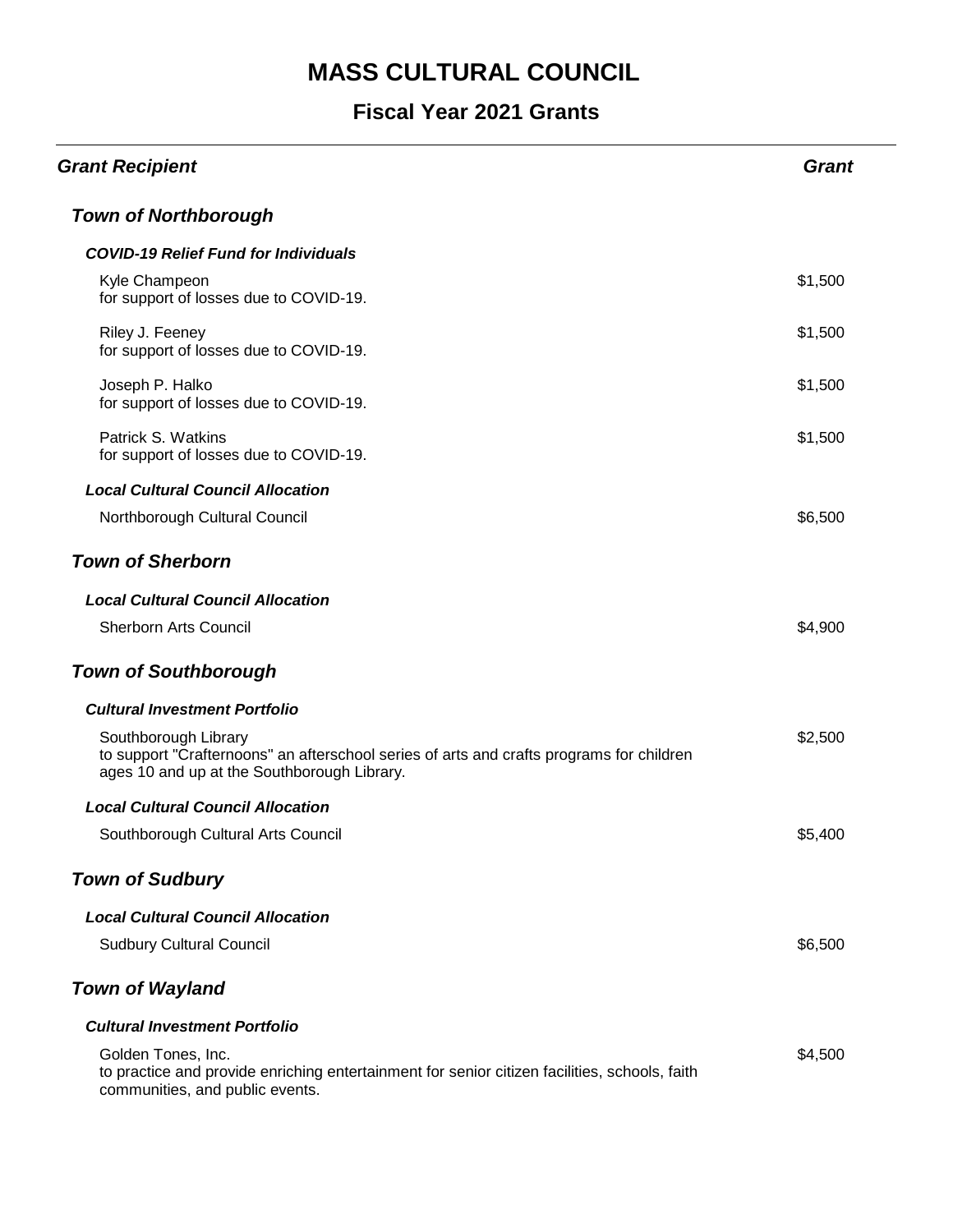# MASS CULTURAL COUNCIL

## Fiscal Year 2021 Grants

| Grant Recipient | Grant |
|---|---|
| ***Town of Northborough*** | |
| ***COVID-19 Relief Fund for Individuals*** | |
| Kyle Champeon<br>for support of losses due to COVID-19. | $1,500 |
| Riley J. Feeney<br>for support of losses due to COVID-19. | $1,500 |
| Joseph P. Halko<br>for support of losses due to COVID-19. | $1,500 |
| Patrick S. Watkins<br>for support of losses due to COVID-19. | $1,500 |
| ***Local Cultural Council Allocation*** | |
| Northborough Cultural Council | $6,500 |
| ***Town of Sherborn*** | |
| ***Local Cultural Council Allocation*** | |
| Sherborn Arts Council | $4,900 |
| ***Town of Southborough*** | |
| ***Cultural Investment Portfolio*** | |
| Southborough Library<br>to support "Crafternoons" an afterschool series of arts and crafts programs for children ages 10 and up at the Southborough Library. | $2,500 |
| ***Local Cultural Council Allocation*** | |
| Southborough Cultural Arts Council | $5,400 |
| ***Town of Sudbury*** | |
| ***Local Cultural Council Allocation*** | |
| Sudbury Cultural Council | $6,500 |
| ***Town of Wayland*** | |
| ***Cultural Investment Portfolio*** | |
| Golden Tones, Inc.<br>to practice and provide enriching entertainment for senior citizen facilities, schools, faith communities, and public events. | $4,500 |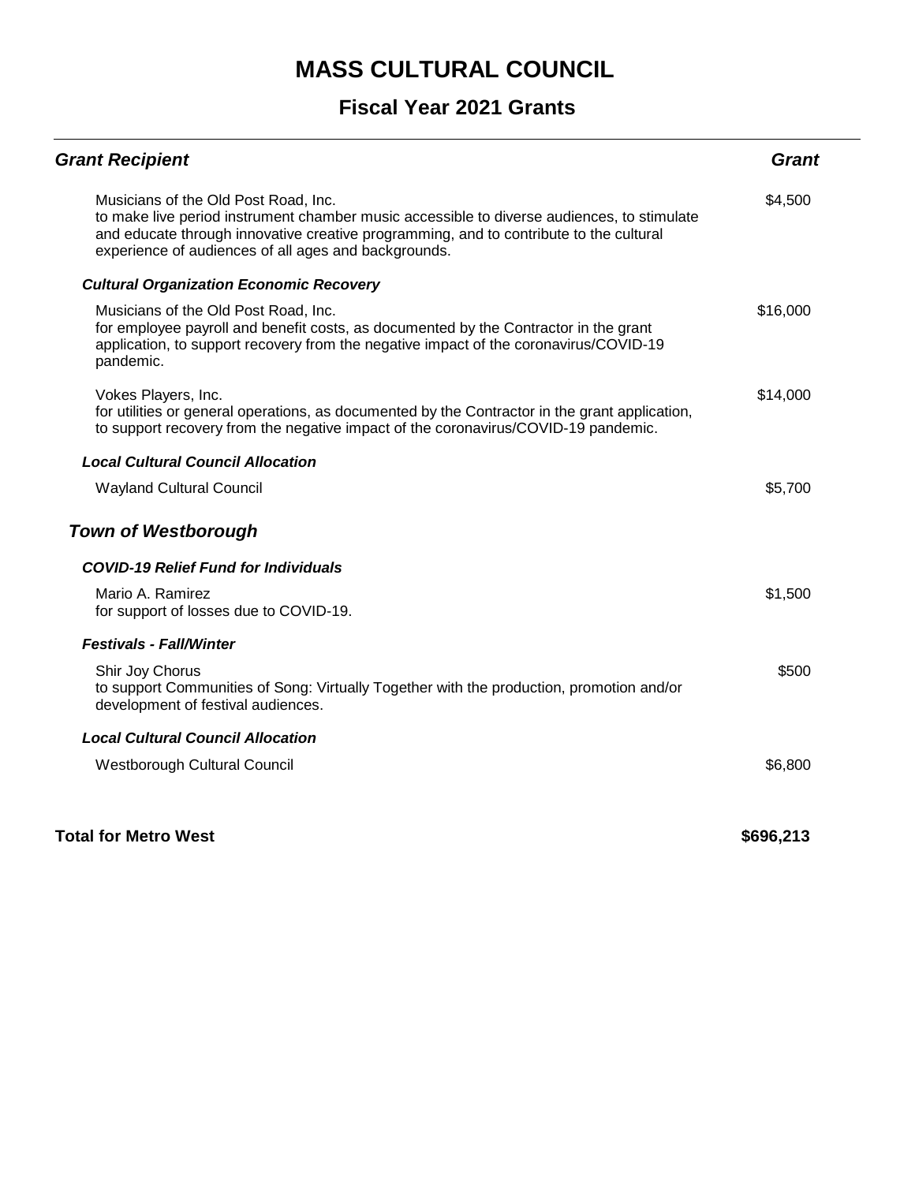# MASS CULTURAL COUNCIL

## Fiscal Year 2021 Grants

| Grant Recipient | Grant |
|---|---|
| Musicians of the Old Post Road, Inc.<br>to make live period instrument chamber music accessible to diverse audiences, to stimulate and educate through innovative creative programming, and to contribute to the cultural experience of audiences of all ages and backgrounds. | $4,500 |
| ***Cultural Organization Economic Recovery*** | |
| Musicians of the Old Post Road, Inc.<br>for employee payroll and benefit costs, as documented by the Contractor in the grant application, to support recovery from the negative impact of the coronavirus/COVID-19 pandemic. | $16,000 |
| Vokes Players, Inc.<br>for utilities or general operations, as documented by the Contractor in the grant application, to support recovery from the negative impact of the coronavirus/COVID-19 pandemic. | $14,000 |
| ***Local Cultural Council Allocation*** | |
| Wayland Cultural Council | $5,700 |

### *Town of Westborough*

| Grant Recipient | Grant |
|---|---|
| ***COVID-19 Relief Fund for Individuals*** | |
| Mario A. Ramirez<br>for support of losses due to COVID-19. | $1,500 |
| ***Festivals - Fall/Winter*** | |
| Shir Joy Chorus<br>to support Communities of Song: Virtually Together with the production, promotion and/or development of festival audiences. | $500 |
| ***Local Cultural Council Allocation*** | |
| Westborough Cultural Council | $6,800 |

**Total for Metro West** **$696,213**